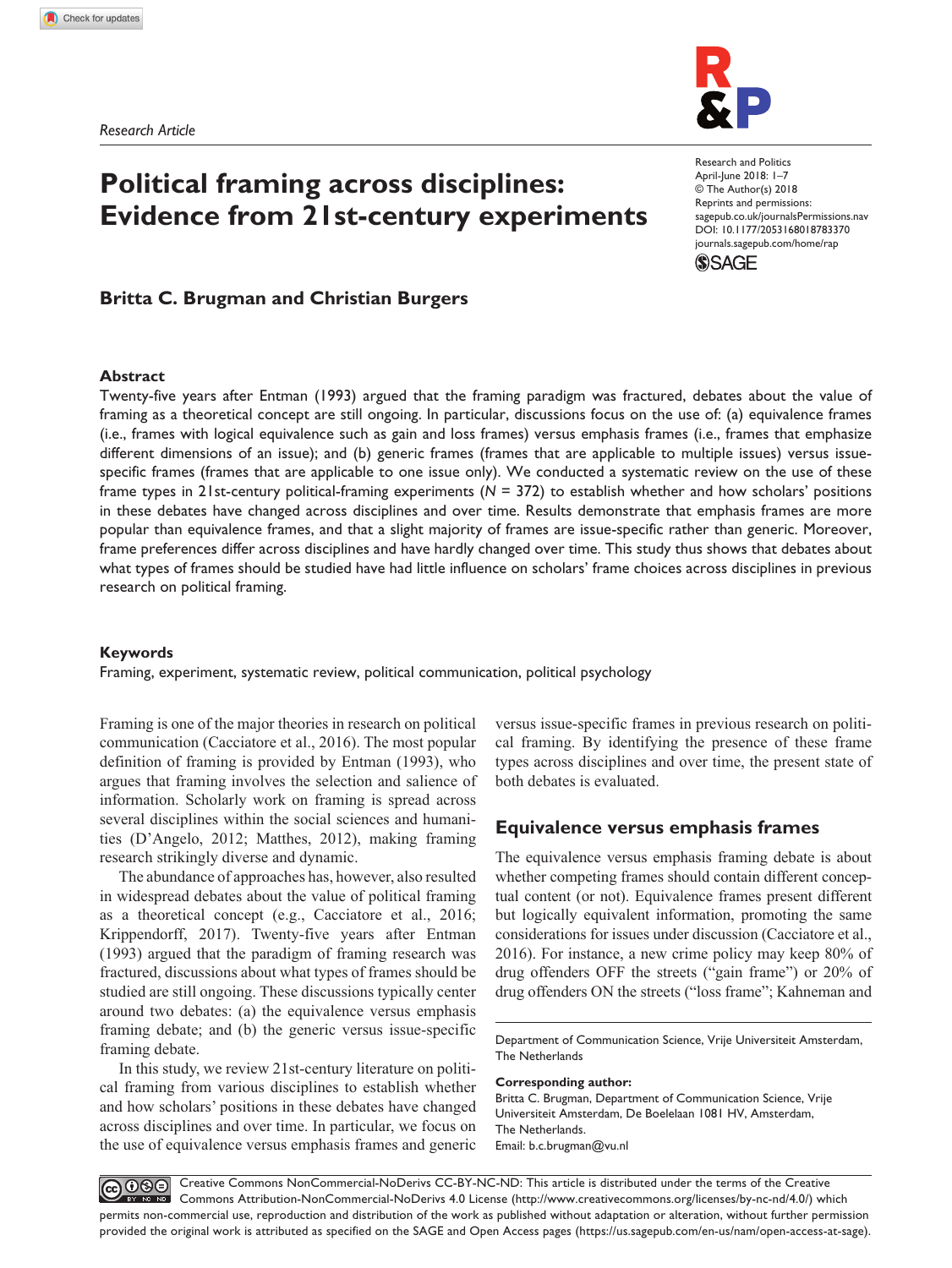*Research Article*

# Political framing across disciplines: Evidence from 21st-century experiments

**Britta C. Brugman and Christian Burgers**

## Abstract

Twenty-five years after Entman (1993) argued that the framing paradigm was fractured, debates about the value of framing as a theoretical concept are still ongoing. In particular, discussions focus on the use of: (a) equivalence frames (i.e., frames with logical equivalence such as gain and loss frames) versus emphasis frames (i.e., frames that emphasize different dimensions of an issue); and (b) generic frames (frames that are applicable to multiple issues) versus issue-specific frames (frames that are applicable to one issue only). We conducted a systematic review on the use of these frame types in 21st-century political-framing experiments ($N$ = 372) to establish whether and how scholars' positions in these debates have changed across disciplines and over time. Results demonstrate that emphasis frames are more popular than equivalence frames, and that a slight majority of frames are issue-specific rather than generic. Moreover, frame preferences differ across disciplines and have hardly changed over time. This study thus shows that debates about what types of frames should be studied have had little influence on scholars' frame choices across disciplines in previous research on political framing.

### Keywords

Framing, experiment, systematic review, political communication, political psychology

Framing is one of the major theories in research on political communication (Cacciatore et al., 2016). The most popular definition of framing is provided by Entman (1993), who argues that framing involves the selection and salience of information. Scholarly work on framing is spread across several disciplines within the social sciences and humanities (D'Angelo, 2012; Matthes, 2012), making framing research strikingly diverse and dynamic.

The abundance of approaches has, however, also resulted in widespread debates about the value of political framing as a theoretical concept (e.g., Cacciatore et al., 2016; Krippendorff, 2017). Twenty-five years after Entman (1993) argued that the paradigm of framing research was fractured, discussions about what types of frames should be studied are still ongoing. These discussions typically center around two debates: (a) the equivalence versus emphasis framing debate; and (b) the generic versus issue-specific framing debate.

In this study, we review 21st-century literature on political framing from various disciplines to establish whether and how scholars' positions in these debates have changed across disciplines and over time. In particular, we focus on the use of equivalence versus emphasis frames and generic versus issue-specific frames in previous research on political framing. By identifying the presence of these frame types across disciplines and over time, the present state of both debates is evaluated.

## Equivalence versus emphasis frames

The equivalence versus emphasis framing debate is about whether competing frames should contain different conceptual content (or not). Equivalence frames present different but logically equivalent information, promoting the same considerations for issues under discussion (Cacciatore et al., 2016). For instance, a new crime policy may keep 80% of drug offenders OFF the streets ("gain frame") or 20% of drug offenders ON the streets ("loss frame"; Kahneman and

Department of Communication Science, Vrije Universiteit Amsterdam, The Netherlands

**Corresponding author:**
Britta C. Brugman, Department of Communication Science, Vrije Universiteit Amsterdam, De Boelelaan 1081 HV, Amsterdam, The Netherlands.
Email: b.c.brugman@vu.nl

Creative Commons NonCommercial-NoDerivs CC-BY-NC-ND: This article is distributed under the terms of the Creative Commons Attribution-NonCommercial-NoDerivs 4.0 License (http://www.creativecommons.org/licenses/by-nc-nd/4.0/) which permits non-commercial use, reproduction and distribution of the work as published without adaptation or alteration, without further permission provided the original work is attributed as specified on the SAGE and Open Access pages (https://us.sagepub.com/en-us/nam/open-access-at-sage).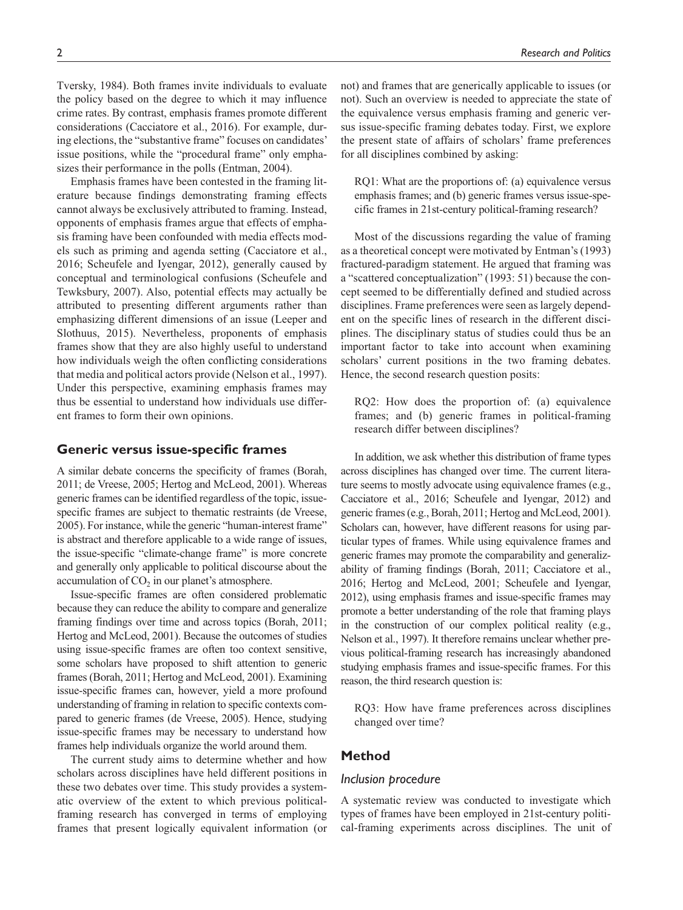Tversky, 1984). Both frames invite individuals to evaluate the policy based on the degree to which it may influence crime rates. By contrast, emphasis frames promote different considerations (Cacciatore et al., 2016). For example, during elections, the "substantive frame" focuses on candidates' issue positions, while the "procedural frame" only emphasizes their performance in the polls (Entman, 2004).

Emphasis frames have been contested in the framing literature because findings demonstrating framing effects cannot always be exclusively attributed to framing. Instead, opponents of emphasis frames argue that effects of emphasis framing have been confounded with media effects models such as priming and agenda setting (Cacciatore et al., 2016; Scheufele and Iyengar, 2012), generally caused by conceptual and terminological confusions (Scheufele and Tewksbury, 2007). Also, potential effects may actually be attributed to presenting different arguments rather than emphasizing different dimensions of an issue (Leeper and Slothuus, 2015). Nevertheless, proponents of emphasis frames show that they are also highly useful to understand how individuals weigh the often conflicting considerations that media and political actors provide (Nelson et al., 1997). Under this perspective, examining emphasis frames may thus be essential to understand how individuals use different frames to form their own opinions.

## Generic versus issue-specific frames

A similar debate concerns the specificity of frames (Borah, 2011; de Vreese, 2005; Hertog and McLeod, 2001). Whereas generic frames can be identified regardless of the topic, issue-specific frames are subject to thematic restraints (de Vreese, 2005). For instance, while the generic "human-interest frame" is abstract and therefore applicable to a wide range of issues, the issue-specific "climate-change frame" is more concrete and generally only applicable to political discourse about the accumulation of $CO_2$ in our planet's atmosphere.

Issue-specific frames are often considered problematic because they can reduce the ability to compare and generalize framing findings over time and across topics (Borah, 2011; Hertog and McLeod, 2001). Because the outcomes of studies using issue-specific frames are often too context sensitive, some scholars have proposed to shift attention to generic frames (Borah, 2011; Hertog and McLeod, 2001). Examining issue-specific frames can, however, yield a more profound understanding of framing in relation to specific contexts compared to generic frames (de Vreese, 2005). Hence, studying issue-specific frames may be necessary to understand how frames help individuals organize the world around them.

The current study aims to determine whether and how scholars across disciplines have held different positions in these two debates over time. This study provides a systematic overview of the extent to which previous political-framing research has converged in terms of employing frames that present logically equivalent information (or not) and frames that are generically applicable to issues (or not). Such an overview is needed to appreciate the state of the equivalence versus emphasis framing and generic versus issue-specific framing debates today. First, we explore the present state of affairs of scholars' frame preferences for all disciplines combined by asking:

> RQ1: What are the proportions of: (a) equivalence versus emphasis frames; and (b) generic frames versus issue-specific frames in 21st-century political-framing research?

Most of the discussions regarding the value of framing as a theoretical concept were motivated by Entman's (1993) fractured-paradigm statement. He argued that framing was a "scattered conceptualization" (1993: 51) because the concept seemed to be differentially defined and studied across disciplines. Frame preferences were seen as largely dependent on the specific lines of research in the different disciplines. The disciplinary status of studies could thus be an important factor to take into account when examining scholars' current positions in the two framing debates. Hence, the second research question posits:

> RQ2: How does the proportion of: (a) equivalence frames; and (b) generic frames in political-framing research differ between disciplines?

In addition, we ask whether this distribution of frame types across disciplines has changed over time. The current literature seems to mostly advocate using equivalence frames (e.g., Cacciatore et al., 2016; Scheufele and Iyengar, 2012) and generic frames (e.g., Borah, 2011; Hertog and McLeod, 2001). Scholars can, however, have different reasons for using particular types of frames. While using equivalence frames and generic frames may promote the comparability and generalizability of framing findings (Borah, 2011; Cacciatore et al., 2016; Hertog and McLeod, 2001; Scheufele and Iyengar, 2012), using emphasis frames and issue-specific frames may promote a better understanding of the role that framing plays in the construction of our complex political reality (e.g., Nelson et al., 1997). It therefore remains unclear whether previous political-framing research has increasingly abandoned studying emphasis frames and issue-specific frames. For this reason, the third research question is:

> RQ3: How have frame preferences across disciplines changed over time?

## Method

### Inclusion procedure

A systematic review was conducted to investigate which types of frames have been employed in 21st-century political-framing experiments across disciplines. The unit of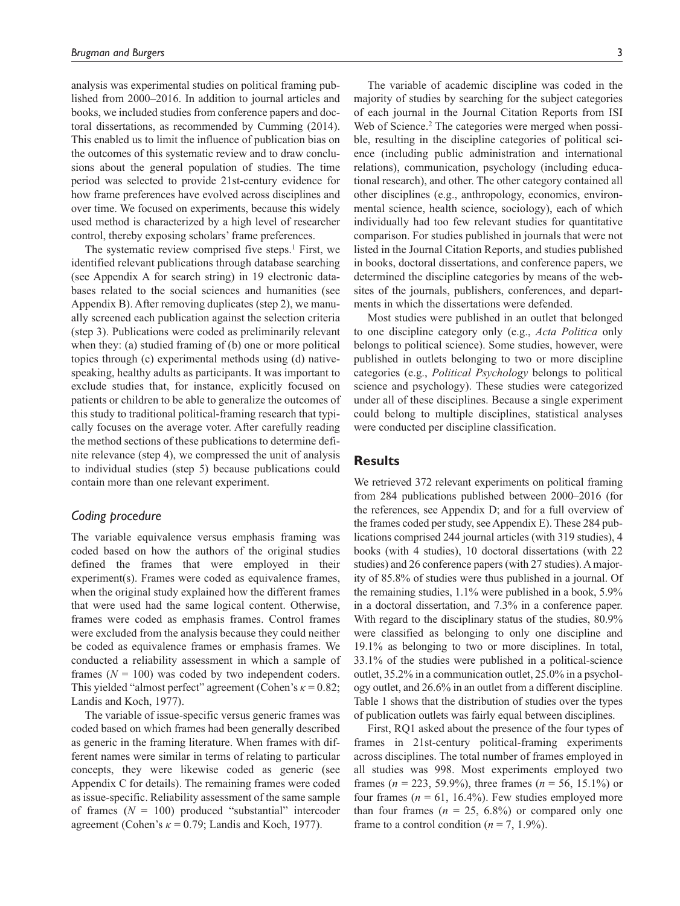analysis was experimental studies on political framing published from 2000–2016. In addition to journal articles and books, we included studies from conference papers and doctoral dissertations, as recommended by Cumming (2014). This enabled us to limit the influence of publication bias on the outcomes of this systematic review and to draw conclusions about the general population of studies. The time period was selected to provide 21st-century evidence for how frame preferences have evolved across disciplines and over time. We focused on experiments, because this widely used method is characterized by a high level of researcher control, thereby exposing scholars' frame preferences.

The systematic review comprised five steps.[1] First, we identified relevant publications through database searching (see Appendix A for search string) in 19 electronic databases related to the social sciences and humanities (see Appendix B). After removing duplicates (step 2), we manually screened each publication against the selection criteria (step 3). Publications were coded as preliminarily relevant when they: (a) studied framing of (b) one or more political topics through (c) experimental methods using (d) native-speaking, healthy adults as participants. It was important to exclude studies that, for instance, explicitly focused on patients or children to be able to generalize the outcomes of this study to traditional political-framing research that typically focuses on the average voter. After carefully reading the method sections of these publications to determine definite relevance (step 4), we compressed the unit of analysis to individual studies (step 5) because publications could contain more than one relevant experiment.

### Coding procedure

The variable equivalence versus emphasis framing was coded based on how the authors of the original studies defined the frames that were employed in their experiment(s). Frames were coded as equivalence frames, when the original study explained how the different frames that were used had the same logical content. Otherwise, frames were coded as emphasis frames. Control frames were excluded from the analysis because they could neither be coded as equivalence frames or emphasis frames. We conducted a reliability assessment in which a sample of frames ($N$ = 100) was coded by two independent coders. This yielded "almost perfect" agreement (Cohen's $\kappa = 0.82$; Landis and Koch, 1977).

The variable of issue-specific versus generic frames was coded based on which frames had been generally described as generic in the framing literature. When frames with different names were similar in terms of relating to particular concepts, they were likewise coded as generic (see Appendix C for details). The remaining frames were coded as issue-specific. Reliability assessment of the same sample of frames ($N$ = 100) produced "substantial" intercoder agreement (Cohen's $\kappa = 0.79$; Landis and Koch, 1977).

The variable of academic discipline was coded in the majority of studies by searching for the subject categories of each journal in the Journal Citation Reports from ISI Web of Science.[2] The categories were merged when possible, resulting in the discipline categories of political science (including public administration and international relations), communication, psychology (including educational research), and other. The other category contained all other disciplines (e.g., anthropology, economics, environmental science, health science, sociology), each of which individually had too few relevant studies for quantitative comparison. For studies published in journals that were not listed in the Journal Citation Reports, and studies published in books, doctoral dissertations, and conference papers, we determined the discipline categories by means of the websites of the journals, publishers, conferences, and departments in which the dissertations were defended.

Most studies were published in an outlet that belonged to one discipline category only (e.g., *Acta Politica* only belongs to political science). Some studies, however, were published in outlets belonging to two or more discipline categories (e.g., *Political Psychology* belongs to political science and psychology). These studies were categorized under all of these disciplines. Because a single experiment could belong to multiple disciplines, statistical analyses were conducted per discipline classification.

## Results

We retrieved 372 relevant experiments on political framing from 284 publications published between 2000–2016 (for the references, see Appendix D; and for a full overview of the frames coded per study, see Appendix E). These 284 publications comprised 244 journal articles (with 319 studies), 4 books (with 4 studies), 10 doctoral dissertations (with 22 studies) and 26 conference papers (with 27 studies). A majority of 85.8% of studies were thus published in a journal. Of the remaining studies, 1.1% were published in a book, 5.9% in a doctoral dissertation, and 7.3% in a conference paper. With regard to the disciplinary status of the studies, 80.9% were classified as belonging to only one discipline and 19.1% as belonging to two or more disciplines. In total, 33.1% of the studies were published in a political-science outlet, 35.2% in a communication outlet, 25.0% in a psychology outlet, and 26.6% in an outlet from a different discipline. Table 1 shows that the distribution of studies over the types of publication outlets was fairly equal between disciplines.

First, RQ1 asked about the presence of the four types of frames in 21st-century political-framing experiments across disciplines. The total number of frames employed in all studies was 998. Most experiments employed two frames ($n$ = 223, 59.9%), three frames ($n$ = 56, 15.1%) or four frames ($n$ = 61, 16.4%). Few studies employed more than four frames ($n$ = 25, 6.8%) or compared only one frame to a control condition ($n$ = 7, 1.9%).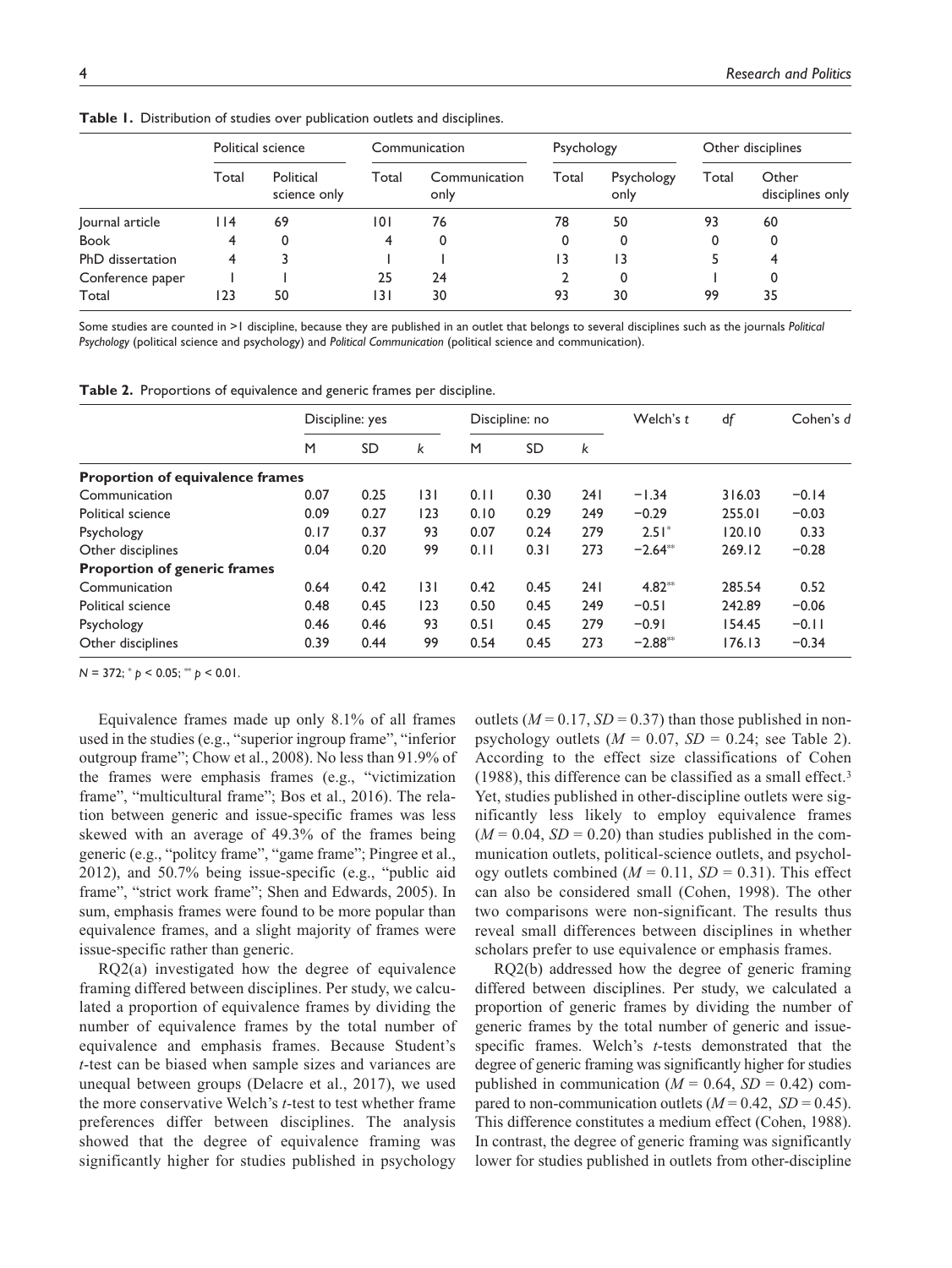**Table 1.** Distribution of studies over publication outlets and disciplines.

| | Political science | | Communication | | Psychology | | Other disciplines | |
|---|---|---|---|---|---|---|---|---|
| | Total | Political science only | Total | Communication only | Total | Psychology only | Total | Other disciplines only |
| Journal article | 114 | 69 | 101 | 76 | 78 | 50 | 93 | 60 |
| Book | 4 | 0 | 4 | 0 | 0 | 0 | 0 | 0 |
| PhD dissertation | 4 | 3 | 1 | 1 | 13 | 13 | 5 | 4 |
| Conference paper | 1 | 1 | 25 | 24 | 2 | 0 | 1 | 0 |
| Total | 123 | 50 | 131 | 30 | 93 | 30 | 99 | 35 |

Some studies are counted in >1 discipline, because they are published in an outlet that belongs to several disciplines such as the journals *Political Psychology* (political science and psychology) and *Political Communication* (political science and communication).

**Table 2.** Proportions of equivalence and generic frames per discipline.

| | Discipline: yes | | | Discipline: no | | | Welch's $t$ | $df$ | Cohen's $d$ |
|---|---|---|---|---|---|---|---|---|---|
| | M | SD | $k$ | M | SD | $k$ | | | |
| **Proportion of equivalence frames** | | | | | | | | | |
| Communication | 0.07 | 0.25 | 131 | 0.11 | 0.30 | 241 | −1.34 | 316.03 | −0.14 |
| Political science | 0.09 | 0.27 | 123 | 0.10 | 0.29 | 249 | −0.29 | 255.01 | −0.03 |
| Psychology | 0.17 | 0.37 | 93 | 0.07 | 0.24 | 279 | 2.51* | 120.10 | 0.33 |
| Other disciplines | 0.04 | 0.20 | 99 | 0.11 | 0.31 | 273 | −2.64** | 269.12 | −0.28 |
| **Proportion of generic frames** | | | | | | | | | |
| Communication | 0.64 | 0.42 | 131 | 0.42 | 0.45 | 241 | 4.82** | 285.54 | 0.52 |
| Political science | 0.48 | 0.45 | 123 | 0.50 | 0.45 | 249 | −0.51 | 242.89 | −0.06 |
| Psychology | 0.46 | 0.46 | 93 | 0.51 | 0.45 | 279 | −0.91 | 154.45 | −0.11 |
| Other disciplines | 0.39 | 0.44 | 99 | 0.54 | 0.45 | 273 | −2.88** | 176.13 | −0.34 |

$N = 372$; * $p < 0.05$; ** $p < 0.01$.

Equivalence frames made up only 8.1% of all frames used in the studies (e.g., "superior ingroup frame", "inferior outgroup frame"; Chow et al., 2008). No less than 91.9% of the frames were emphasis frames (e.g., "victimization frame", "multicultural frame"; Bos et al., 2016). The relation between generic and issue-specific frames was less skewed with an average of 49.3% of the frames being generic (e.g., "politcy frame", "game frame"; Pingree et al., 2012), and 50.7% being issue-specific (e.g., "public aid frame", "strict work frame"; Shen and Edwards, 2005). In sum, emphasis frames were found to be more popular than equivalence frames, and a slight majority of frames were issue-specific rather than generic.

RQ2(a) investigated how the degree of equivalence framing differed between disciplines. Per study, we calculated a proportion of equivalence frames by dividing the number of equivalence frames by the total number of equivalence and emphasis frames. Because Student's $t$-test can be biased when sample sizes and variances are unequal between groups (Delacre et al., 2017), we used the more conservative Welch's $t$-test to test whether frame preferences differ between disciplines. The analysis showed that the degree of equivalence framing was significantly higher for studies published in psychology outlets ($M = 0.17$, $SD = 0.37$) than those published in non-psychology outlets ($M = 0.07$, $SD = 0.24$; see Table 2). According to the effect size classifications of Cohen (1988), this difference can be classified as a small effect.[3] Yet, studies published in other-discipline outlets were significantly less likely to employ equivalence frames ($M = 0.04$, $SD = 0.20$) than studies published in the communication outlets, political-science outlets, and psychology outlets combined ($M = 0.11$, $SD = 0.31$). This effect can also be considered small (Cohen, 1998). The other two comparisons were non-significant. The results thus reveal small differences between disciplines in whether scholars prefer to use equivalence or emphasis frames.

RQ2(b) addressed how the degree of generic framing differed between disciplines. Per study, we calculated a proportion of generic frames by dividing the number of generic frames by the total number of generic and issue-specific frames. Welch's $t$-tests demonstrated that the degree of generic framing was significantly higher for studies published in communication ($M = 0.64$, $SD = 0.42$) compared to non-communication outlets ($M = 0.42$, $SD = 0.45$). This difference constitutes a medium effect (Cohen, 1988). In contrast, the degree of generic framing was significantly lower for studies published in outlets from other-discipline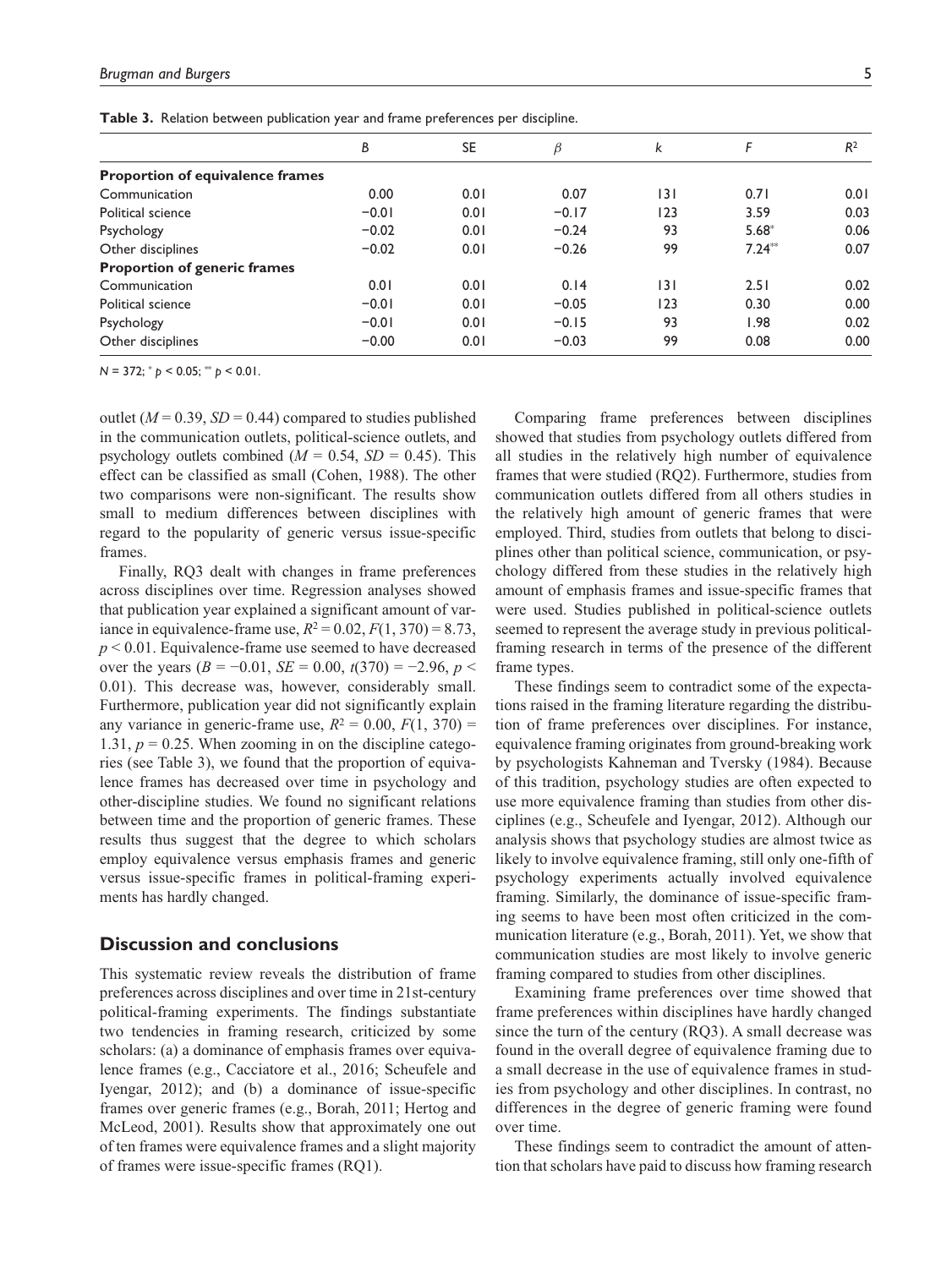**Table 3.** Relation between publication year and frame preferences per discipline.

| | $B$ | $SE$ | $\beta$ | $k$ | $F$ | $R^2$ |
|---|---|---|---|---|---|---|
| **Proportion of equivalence frames** | | | | | | |
| Communication | 0.00 | 0.01 | 0.07 | 131 | 0.71 | 0.01 |
| Political science | −0.01 | 0.01 | −0.17 | 123 | 3.59 | 0.03 |
| Psychology | −0.02 | 0.01 | −0.24 | 93 | 5.68* | 0.06 |
| Other disciplines | −0.02 | 0.01 | −0.26 | 99 | 7.24** | 0.07 |
| **Proportion of generic frames** | | | | | | |
| Communication | 0.01 | 0.01 | 0.14 | 131 | 2.51 | 0.02 |
| Political science | −0.01 | 0.01 | −0.05 | 123 | 0.30 | 0.00 |
| Psychology | −0.01 | 0.01 | −0.15 | 93 | 1.98 | 0.02 |
| Other disciplines | −0.00 | 0.01 | −0.03 | 99 | 0.08 | 0.00 |

$N = 372$; * $p < 0.05$; ** $p < 0.01$.

outlet ($M = 0.39$, $SD = 0.44$) compared to studies published in the communication outlets, political-science outlets, and psychology outlets combined ($M = 0.54$, $SD = 0.45$). This effect can be classified as small (Cohen, 1988). The other two comparisons were non-significant. The results show small to medium differences between disciplines with regard to the popularity of generic versus issue-specific frames.

Finally, RQ3 dealt with changes in frame preferences across disciplines over time. Regression analyses showed that publication year explained a significant amount of variance in equivalence-frame use, $R^2 = 0.02$, $F(1, 370) = 8.73$, $p < 0.01$. Equivalence-frame use seemed to have decreased over the years ($B = -0.01$, $SE = 0.00$, $t(370) = -2.96$, $p < 0.01$). This decrease was, however, considerably small. Furthermore, publication year did not significantly explain any variance in generic-frame use, $R^2 = 0.00$, $F(1, 370) = 1.31$, $p = 0.25$. When zooming in on the discipline categories (see Table 3), we found that the proportion of equivalence frames has decreased over time in psychology and other-discipline studies. We found no significant relations between time and the proportion of generic frames. These results thus suggest that the degree to which scholars employ equivalence versus emphasis frames and generic versus issue-specific frames in political-framing experiments has hardly changed.

## Discussion and conclusions

This systematic review reveals the distribution of frame preferences across disciplines and over time in 21st-century political-framing experiments. The findings substantiate two tendencies in framing research, criticized by some scholars: (a) a dominance of emphasis frames over equivalence frames (e.g., Cacciatore et al., 2016; Scheufele and Iyengar, 2012); and (b) a dominance of issue-specific frames over generic frames (e.g., Borah, 2011; Hertog and McLeod, 2001). Results show that approximately one out of ten frames were equivalence frames and a slight majority of frames were issue-specific frames (RQ1).

Comparing frame preferences between disciplines showed that studies from psychology outlets differed from all studies in the relatively high number of equivalence frames that were studied (RQ2). Furthermore, studies from communication outlets differed from all others studies in the relatively high amount of generic frames that were employed. Third, studies from outlets that belong to disciplines other than political science, communication, or psychology differed from these studies in the relatively high amount of emphasis frames and issue-specific frames that were used. Studies published in political-science outlets seemed to represent the average study in previous political-framing research in terms of the presence of the different frame types.

These findings seem to contradict some of the expectations raised in the framing literature regarding the distribution of frame preferences over disciplines. For instance, equivalence framing originates from ground-breaking work by psychologists Kahneman and Tversky (1984). Because of this tradition, psychology studies are often expected to use more equivalence framing than studies from other disciplines (e.g., Scheufele and Iyengar, 2012). Although our analysis shows that psychology studies are almost twice as likely to involve equivalence framing, still only one-fifth of psychology experiments actually involved equivalence framing. Similarly, the dominance of issue-specific framing seems to have been most often criticized in the communication literature (e.g., Borah, 2011). Yet, we show that communication studies are most likely to involve generic framing compared to studies from other disciplines.

Examining frame preferences over time showed that frame preferences within disciplines have hardly changed since the turn of the century (RQ3). A small decrease was found in the overall degree of equivalence framing due to a small decrease in the use of equivalence frames in studies from psychology and other disciplines. In contrast, no differences in the degree of generic framing were found over time.

These findings seem to contradict the amount of attention that scholars have paid to discuss how framing research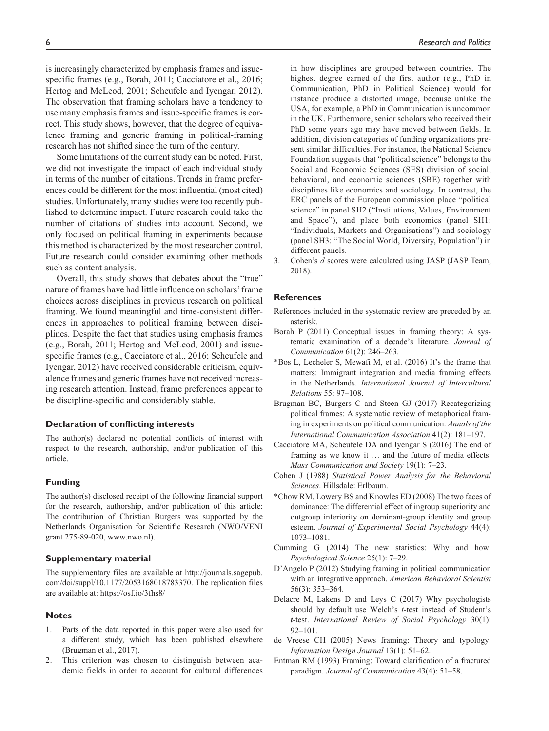is increasingly characterized by emphasis frames and issue-specific frames (e.g., Borah, 2011; Cacciatore et al., 2016; Hertog and McLeod, 2001; Scheufele and Iyengar, 2012). The observation that framing scholars have a tendency to use many emphasis frames and issue-specific frames is correct. This study shows, however, that the degree of equivalence framing and generic framing in political-framing research has not shifted since the turn of the century.

Some limitations of the current study can be noted. First, we did not investigate the impact of each individual study in terms of the number of citations. Trends in frame preferences could be different for the most influential (most cited) studies. Unfortunately, many studies were too recently published to determine impact. Future research could take the number of citations of studies into account. Second, we only focused on political framing in experiments because this method is characterized by the most researcher control. Future research could consider examining other methods such as content analysis.

Overall, this study shows that debates about the "true" nature of frames have had little influence on scholars' frame choices across disciplines in previous research on political framing. We found meaningful and time-consistent differences in approaches to political framing between disciplines. Despite the fact that studies using emphasis frames (e.g., Borah, 2011; Hertog and McLeod, 2001) and issue-specific frames (e.g., Cacciatore et al., 2016; Scheufele and Iyengar, 2012) have received considerable criticism, equivalence frames and generic frames have not received increasing research attention. Instead, frame preferences appear to be discipline-specific and considerably stable.

## Declaration of conflicting interests

The author(s) declared no potential conflicts of interest with respect to the research, authorship, and/or publication of this article.

## Funding

The author(s) disclosed receipt of the following financial support for the research, authorship, and/or publication of this article: The contribution of Christian Burgers was supported by the Netherlands Organisation for Scientific Research (NWO/VENI grant 275-89-020, www.nwo.nl).

## Supplementary material

The supplementary files are available at http://journals.sagepub.com/doi/suppl/10.1177/2053168018783370. The replication files are available at: https://osf.io/3fhs8/

## Notes

1. Parts of the data reported in this paper were also used for a different study, which has been published elsewhere (Brugman et al., 2017).
2. This criterion was chosen to distinguish between academic fields in order to account for cultural differences in how disciplines are grouped between countries. The highest degree earned of the first author (e.g., PhD in Communication, PhD in Political Science) would for instance produce a distorted image, because unlike the USA, for example, a PhD in Communication is uncommon in the UK. Furthermore, senior scholars who received their PhD some years ago may have moved between fields. In addition, division categories of funding organizations present similar difficulties. For instance, the National Science Foundation suggests that "political science" belongs to the Social and Economic Sciences (SES) division of social, behavioral, and economic sciences (SBE) together with disciplines like economics and sociology. In contrast, the ERC panels of the European commission place "political science" in panel SH2 ("Institutions, Values, Environment and Space"), and place both economics (panel SH1: "Individuals, Markets and Organisations") and sociology (panel SH3: "The Social World, Diversity, Population") in different panels.
3. Cohen's *d* scores were calculated using JASP (JASP Team, 2018).

## References

References included in the systematic review are preceded by an asterisk.

Borah P (2011) Conceptual issues in framing theory: A systematic examination of a decade's literature. *Journal of Communication* 61(2): 246–263.

*Bos L, Lecheler S, Mewafi M, et al. (2016) It's the frame that matters: Immigrant integration and media framing effects in the Netherlands. *International Journal of Intercultural Relations* 55: 97–108.

Brugman BC, Burgers C and Steen GJ (2017) Recategorizing political frames: A systematic review of metaphorical framing in experiments on political communication. *Annals of the International Communication Association* 41(2): 181–197.

Cacciatore MA, Scheufele DA and Iyengar S (2016) The end of framing as we know it … and the future of media effects. *Mass Communication and Society* 19(1): 7–23.

Cohen J (1988) *Statistical Power Analysis for the Behavioral Sciences*. Hillsdale: Erlbaum.

*Chow RM, Lowery BS and Knowles ED (2008) The two faces of dominance: The differential effect of ingroup superiority and outgroup inferiority on dominant-group identity and group esteem. *Journal of Experimental Social Psychology* 44(4): 1073–1081.

Cumming G (2014) The new statistics: Why and how. *Psychological Science* 25(1): 7–29.

D'Angelo P (2012) Studying framing in political communication with an integrative approach. *American Behavioral Scientist* 56(3): 353–364.

Delacre M, Lakens D and Leys C (2017) Why psychologists should by default use Welch's *t*-test instead of Student's *t*-test. *International Review of Social Psychology* 30(1): 92–101.

de Vreese CH (2005) News framing: Theory and typology. *Information Design Journal* 13(1): 51–62.

Entman RM (1993) Framing: Toward clarification of a fractured paradigm. *Journal of Communication* 43(4): 51–58.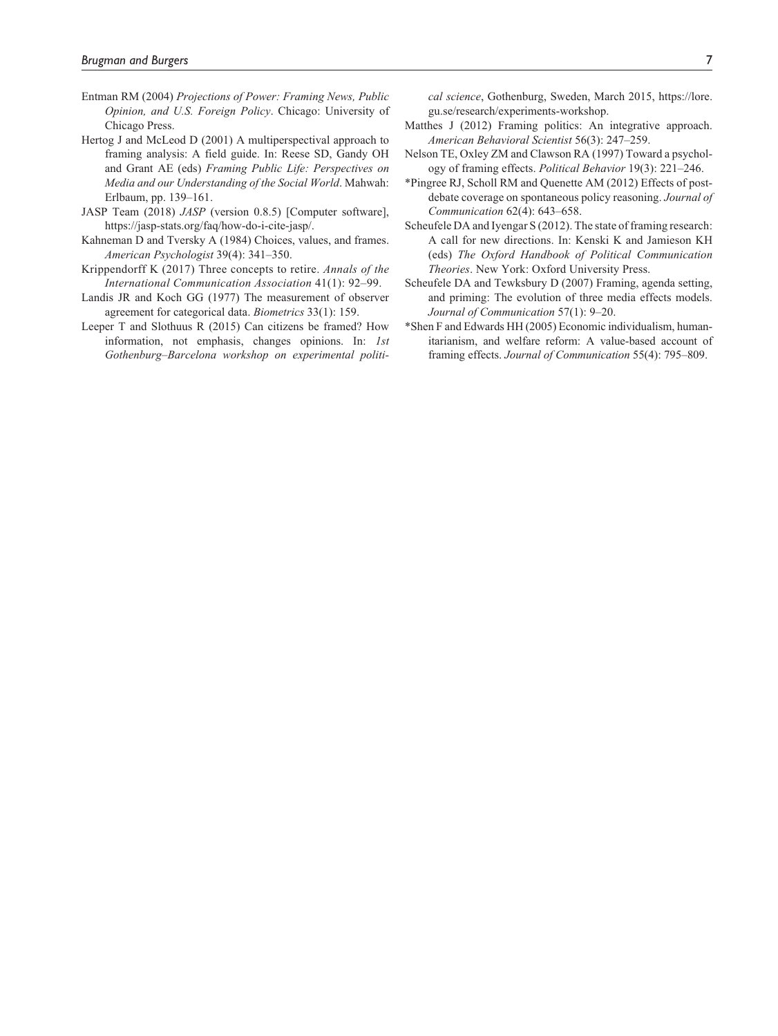Entman RM (2004) *Projections of Power: Framing News, Public Opinion, and U.S. Foreign Policy*. Chicago: University of Chicago Press.

Hertog J and McLeod D (2001) A multiperspectival approach to framing analysis: A field guide. In: Reese SD, Gandy OH and Grant AE (eds) *Framing Public Life: Perspectives on Media and our Understanding of the Social World*. Mahwah: Erlbaum, pp. 139–161.

JASP Team (2018) *JASP* (version 0.8.5) [Computer software], https://jasp-stats.org/faq/how-do-i-cite-jasp/.

Kahneman D and Tversky A (1984) Choices, values, and frames. *American Psychologist* 39(4): 341–350.

Krippendorff K (2017) Three concepts to retire. *Annals of the International Communication Association* 41(1): 92–99.

Landis JR and Koch GG (1977) The measurement of observer agreement for categorical data. *Biometrics* 33(1): 159.

Leeper T and Slothuus R (2015) Can citizens be framed? How information, not emphasis, changes opinions. In: *1st Gothenburg–Barcelona workshop on experimental political science*, Gothenburg, Sweden, March 2015, https://lore.gu.se/research/experiments-workshop.

Matthes J (2012) Framing politics: An integrative approach. *American Behavioral Scientist* 56(3): 247–259.

Nelson TE, Oxley ZM and Clawson RA (1997) Toward a psychology of framing effects. *Political Behavior* 19(3): 221–246.

*Pingree RJ, Scholl RM and Quenette AM (2012) Effects of post-debate coverage on spontaneous policy reasoning. *Journal of Communication* 62(4): 643–658.

Scheufele DA and Iyengar S (2012). The state of framing research: A call for new directions. In: Kenski K and Jamieson KH (eds) *The Oxford Handbook of Political Communication Theories*. New York: Oxford University Press.

Scheufele DA and Tewksbury D (2007) Framing, agenda setting, and priming: The evolution of three media effects models. *Journal of Communication* 57(1): 9–20.

*Shen F and Edwards HH (2005) Economic individualism, humanitarianism, and welfare reform: A value-based account of framing effects. *Journal of Communication* 55(4): 795–809.